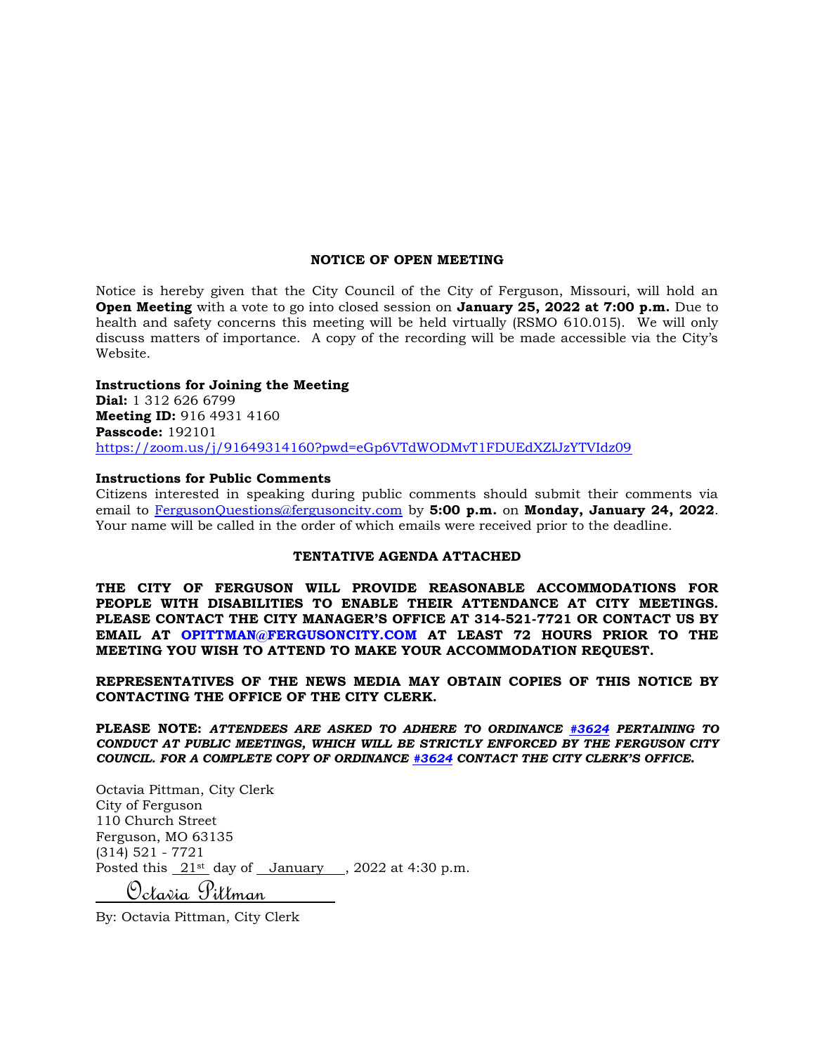## NOTICE OF OPEN MEETING

Notice is hereby given that the City Council of the City of Ferguson, Missouri, will hold an **Open Meeting** with a vote to go into closed session on **January 25, 2022 at 7:00 p.m.** Due to health and safety concerns this meeting will be held virtually (RSMO 610.015). We will only discuss matters of importance. A copy of the recording will be made accessible via the City's Website.

**Instructions for Joining the Meeting**
**Dial:** 1 312 626 6799
**Meeting ID:** 916 4931 4160
**Passcode:** 192101
https://zoom.us/j/91649314160?pwd=eGp6VTdWODMvT1FDUEdXZlJzYTVIdz09

**Instructions for Public Comments**
Citizens interested in speaking during public comments should submit their comments via email to FergusonQuestions@fergusoncity.com by **5:00 p.m.** on **Monday, January 24, 2022**. Your name will be called in the order of which emails were received prior to the deadline.

**TENTATIVE AGENDA ATTACHED**

**THE CITY OF FERGUSON WILL PROVIDE REASONABLE ACCOMMODATIONS FOR PEOPLE WITH DISABILITIES TO ENABLE THEIR ATTENDANCE AT CITY MEETINGS. PLEASE CONTACT THE CITY MANAGER'S OFFICE AT 314-521-7721 OR CONTACT US BY EMAIL AT OPITTMAN@FERGUSONCITY.COM AT LEAST 72 HOURS PRIOR TO THE MEETING YOU WISH TO ATTEND TO MAKE YOUR ACCOMMODATION REQUEST.**

**REPRESENTATIVES OF THE NEWS MEDIA MAY OBTAIN COPIES OF THIS NOTICE BY CONTACTING THE OFFICE OF THE CITY CLERK.**

**PLEASE NOTE:** ***ATTENDEES ARE ASKED TO ADHERE TO ORDINANCE #3624 PERTAINING TO CONDUCT AT PUBLIC MEETINGS, WHICH WILL BE STRICTLY ENFORCED BY THE FERGUSON CITY COUNCIL. FOR A COMPLETE COPY OF ORDINANCE #3624 CONTACT THE CITY CLERK'S OFFICE.***

Octavia Pittman, City Clerk
City of Ferguson
110 Church Street
Ferguson, MO 63135
(314) 521 - 7721
Posted this 21st day of January, 2022 at 4:30 p.m.

Octavia Pittman

By: Octavia Pittman, City Clerk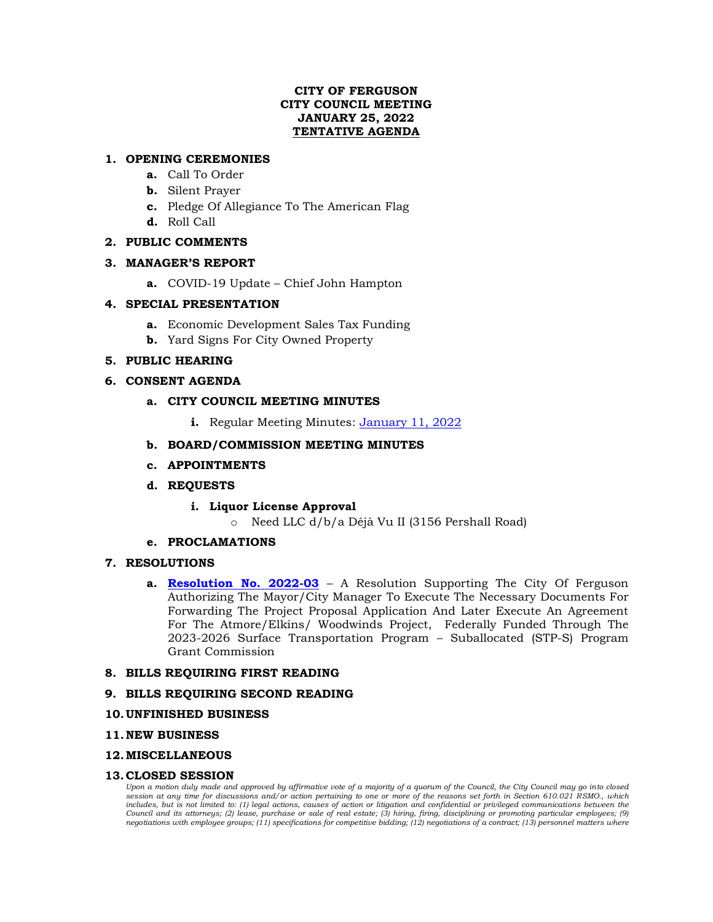**CITY OF FERGUSON**
**CITY COUNCIL MEETING**
**JANUARY 25, 2022**
**<u>TENTATIVE AGENDA</u>**

1. **OPENING CEREMONIES**
   - **a.** Call To Order
   - **b.** Silent Prayer
   - **c.** Pledge Of Allegiance To The American Flag
   - **d.** Roll Call
2. **PUBLIC COMMENTS**
3. **MANAGER'S REPORT**
   - **a.** COVID-19 Update – Chief John Hampton
4. **SPECIAL PRESENTATION**
   - **a.** Economic Development Sales Tax Funding
   - **b.** Yard Signs For City Owned Property
5. **PUBLIC HEARING**
6. **CONSENT AGENDA**
   - **a. CITY COUNCIL MEETING MINUTES**
     - **i.** Regular Meeting Minutes: January 11, 2022
   - **b. BOARD/COMMISSION MEETING MINUTES**
   - **c. APPOINTMENTS**
   - **d. REQUESTS**
     - **i. Liquor License Approval**
       - Need LLC d/b/a Déjà Vu II (3156 Pershall Road)
   - **e. PROCLAMATIONS**
7. **RESOLUTIONS**
   - **a. Resolution No. 2022-03** – A Resolution Supporting The City Of Ferguson Authorizing The Mayor/City Manager To Execute The Necessary Documents For Forwarding The Project Proposal Application And Later Execute An Agreement For The Atmore/Elkins/ Woodwinds Project, Federally Funded Through The 2023-2026 Surface Transportation Program – Suballocated (STP-S) Program Grant Commission
8. **BILLS REQUIRING FIRST READING**
9. **BILLS REQUIRING SECOND READING**
10. **UNFINISHED BUSINESS**
11. **NEW BUSINESS**
12. **MISCELLANEOUS**
13. **CLOSED SESSION**

*Upon a motion duly made and approved by affirmative vote of a majority of a quorum of the Council, the City Council may go into closed session at any time for discussions and/or action pertaining to one or more of the reasons set forth in Section 610.021 RSMO., which includes, but is not limited to: (1) legal actions, causes of action or litigation and confidential or privileged communications between the Council and its attorneys; (2) lease, purchase or sale of real estate; (3) hiring, firing, disciplining or promoting particular employees; (9) negotiations with employee groups; (11) specifications for competitive bidding; (12) negotiations of a contract; (13) personnel matters where*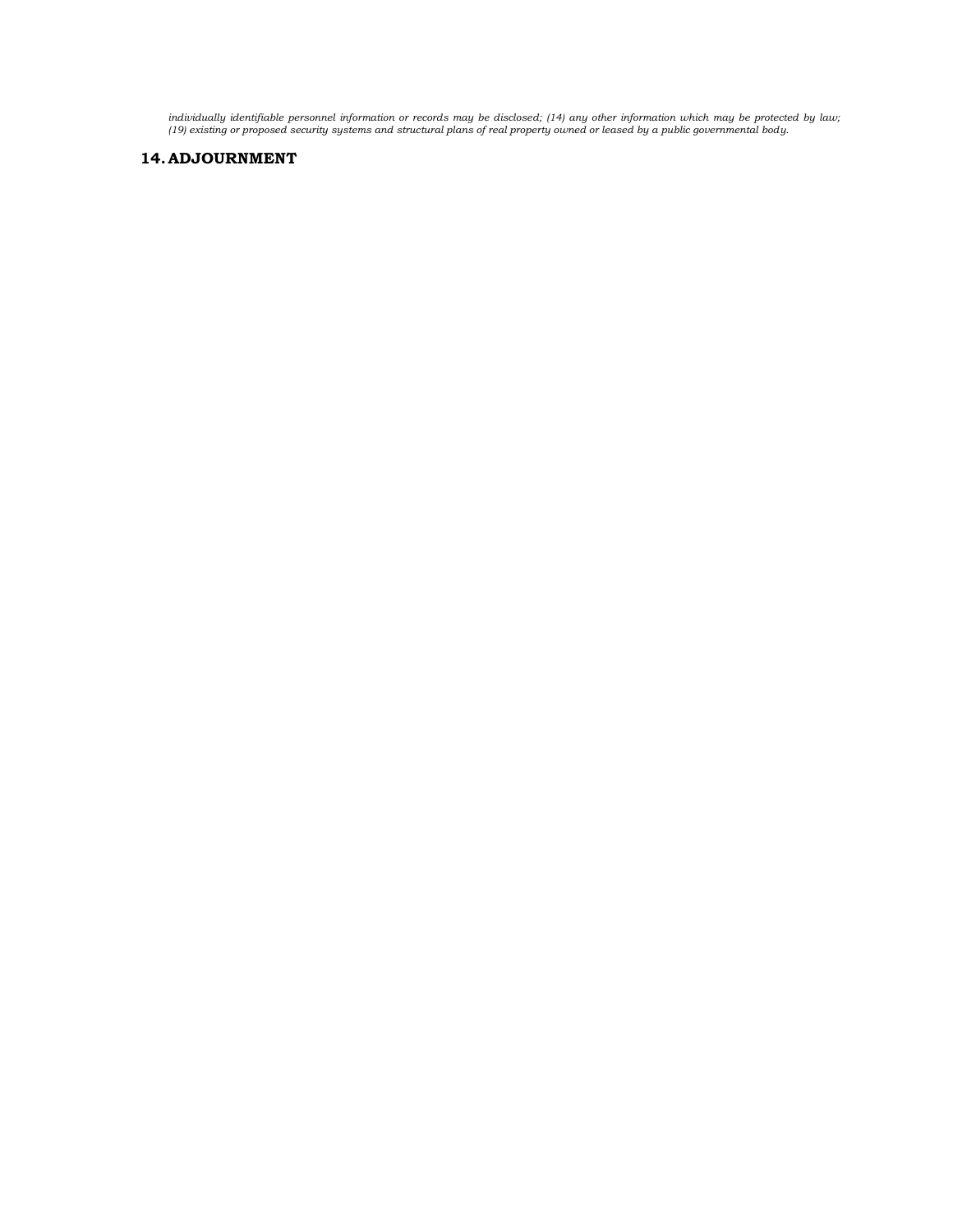*individually identifiable personnel information or records may be disclosed; (14) any other information which may be protected by law; (19) existing or proposed security systems and structural plans of real property owned or leased by a public governmental body.*

## 14. ADJOURNMENT